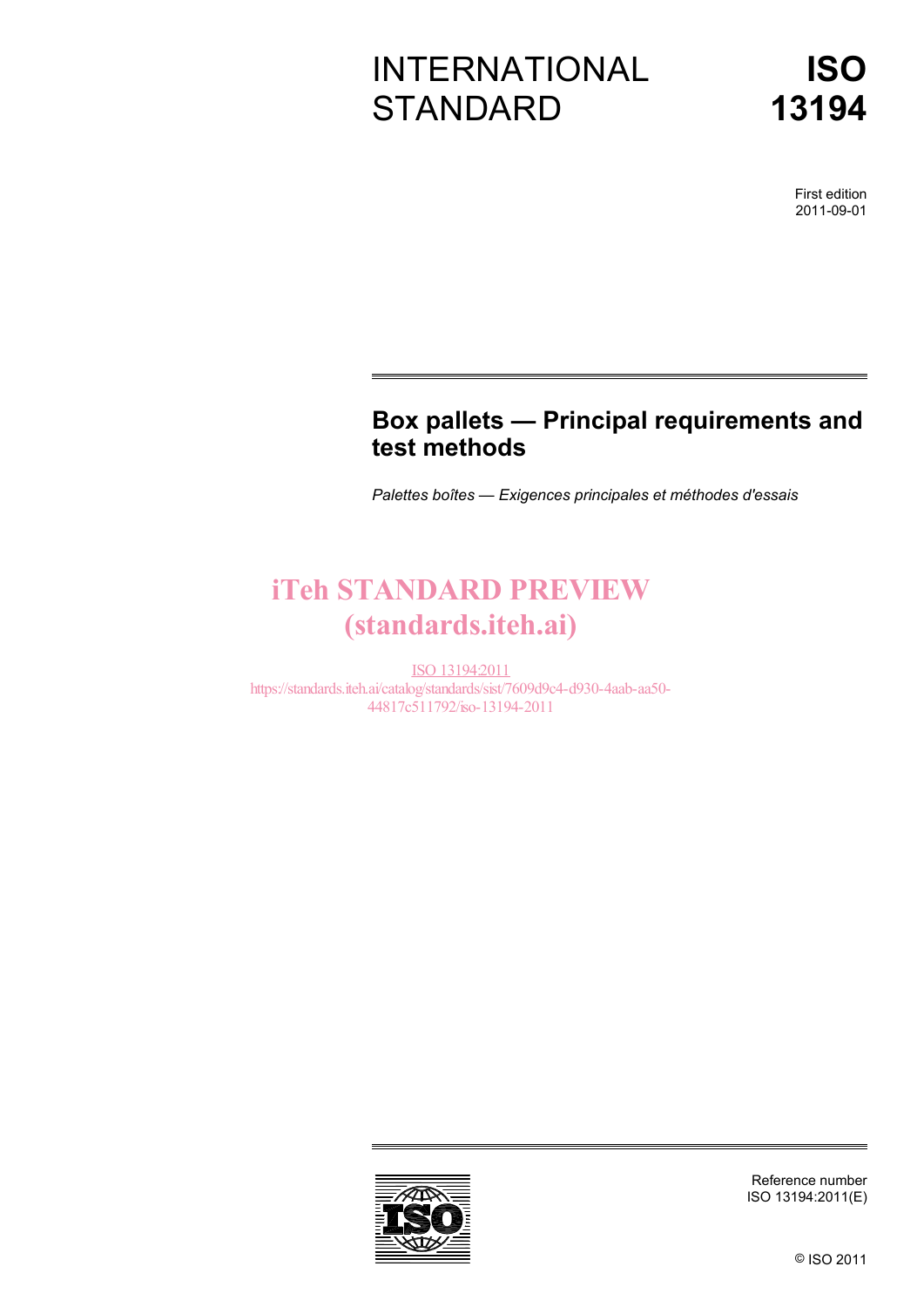INTERNATIONAL STANDARD

# ISO 13194

First edition
2011-09-01

## Box pallets — Principal requirements and test methods

*Palettes boîtes — Exigences principales et méthodes d'essais*

iTeh STANDARD PREVIEW
(standards.iteh.ai)

ISO 13194:2011
https://standards.iteh.ai/catalog/standards/sist/7609d9c4-d930-4aab-aa50-44817c511792/iso-13194-2011

Reference number
ISO 13194:2011(E)

© ISO 2011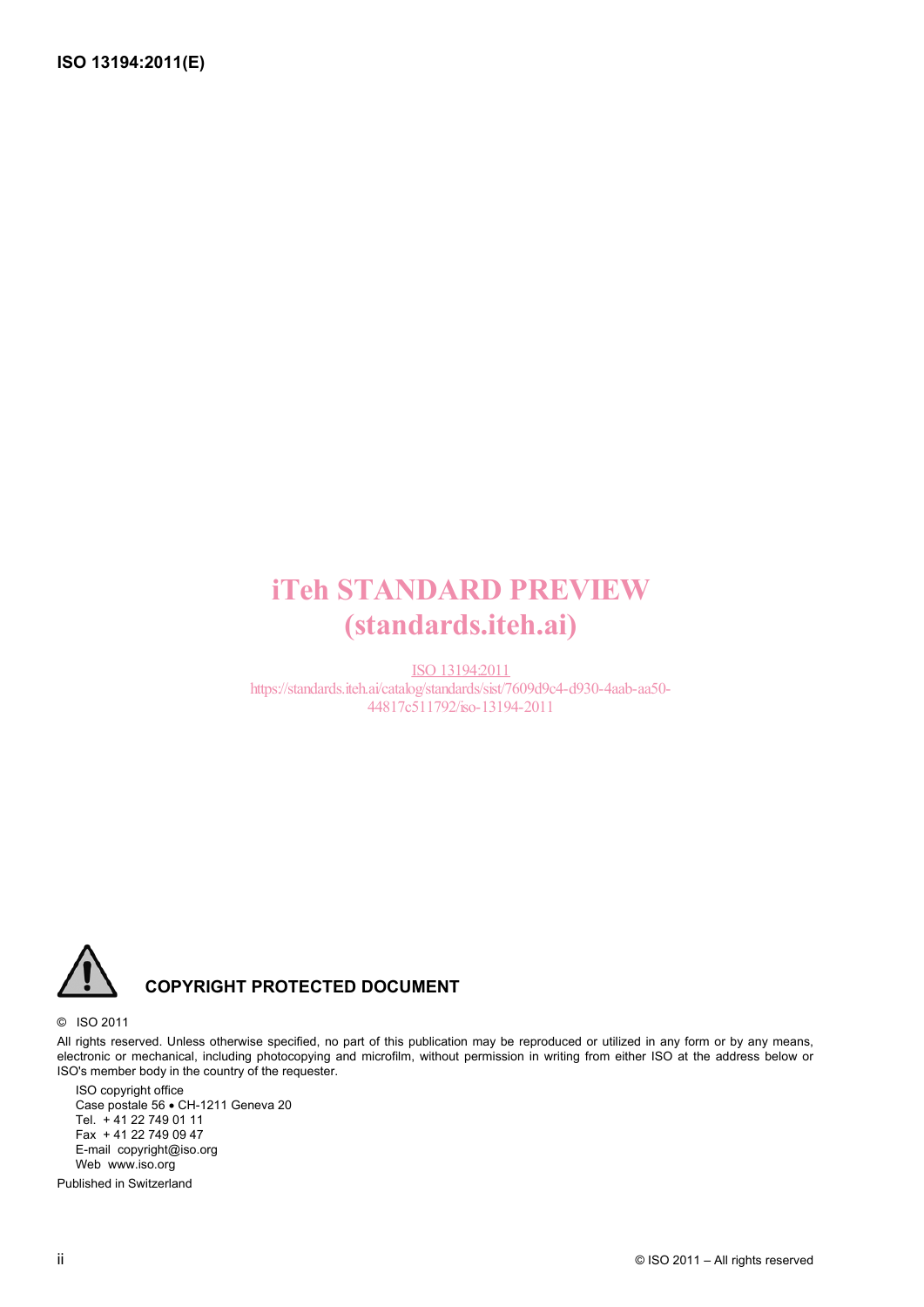iTeh STANDARD PREVIEW
(standards.iteh.ai)

ISO 13194:2011
https://standards.iteh.ai/catalog/standards/sist/7609d9c4-d930-4aab-aa50-44817c511792/iso-13194-2011

**COPYRIGHT PROTECTED DOCUMENT**

© ISO 2011

All rights reserved. Unless otherwise specified, no part of this publication may be reproduced or utilized in any form or by any means, electronic or mechanical, including photocopying and microfilm, without permission in writing from either ISO at the address below or ISO's member body in the country of the requester.

ISO copyright office
Case postale 56 • CH-1211 Geneva 20
Tel. + 41 22 749 01 11
Fax + 41 22 749 09 47
E-mail copyright@iso.org
Web www.iso.org

Published in Switzerland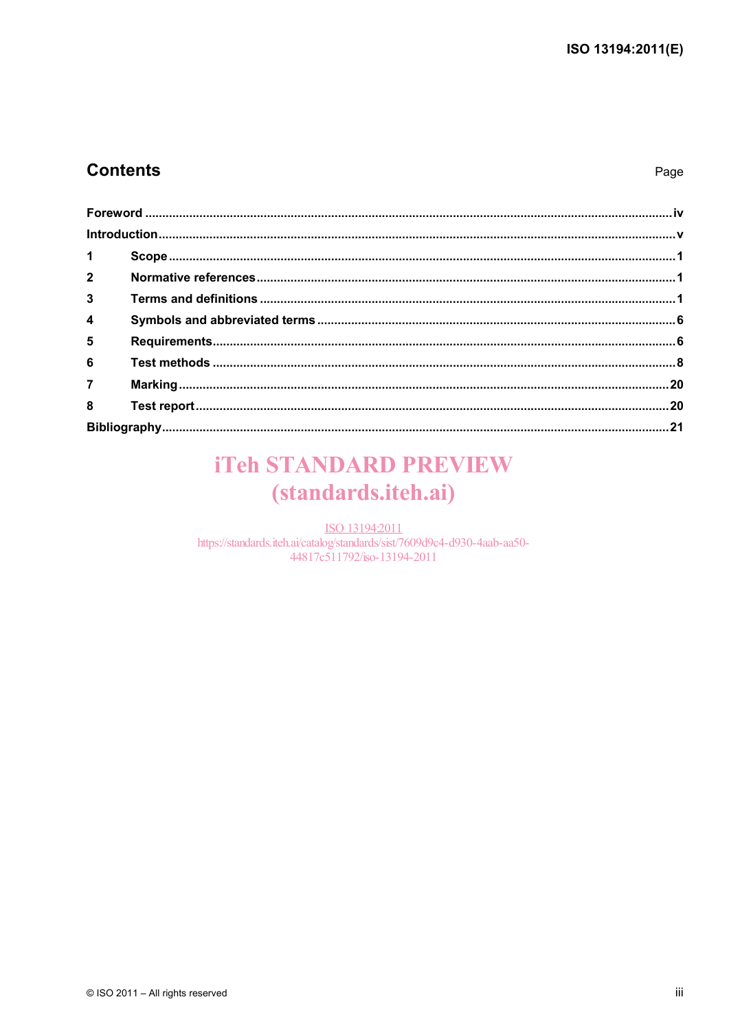## Contents

Page

Foreword ..... iv

Introduction ..... v

1 Scope ..... 1

2 Normative references ..... 1

3 Terms and definitions ..... 1

4 Symbols and abbreviated terms ..... 6

5 Requirements ..... 6

6 Test methods ..... 8

7 Marking ..... 20

8 Test report ..... 20

Bibliography ..... 21

iTeh STANDARD PREVIEW
(standards.iteh.ai)

ISO 13194:2011
https://standards.iteh.ai/catalog/standards/sist/7609d9c4-d930-4aab-aa50-44817c511792/iso-13194-2011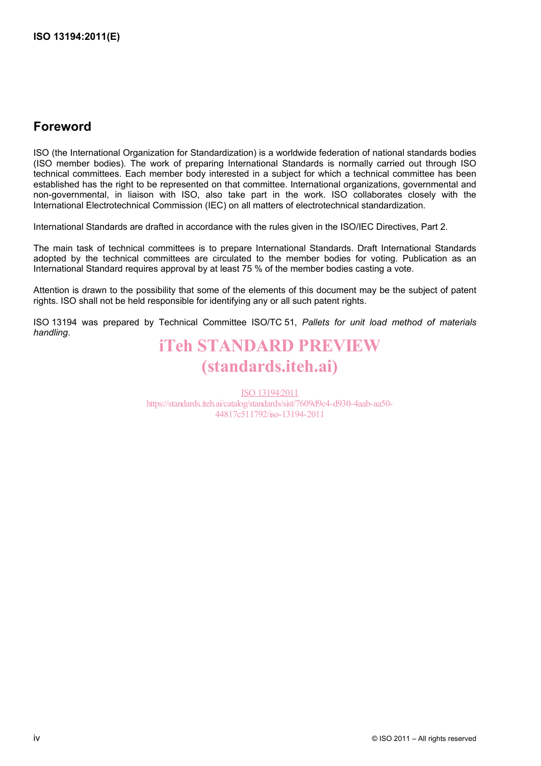## Foreword

ISO (the International Organization for Standardization) is a worldwide federation of national standards bodies (ISO member bodies). The work of preparing International Standards is normally carried out through ISO technical committees. Each member body interested in a subject for which a technical committee has been established has the right to be represented on that committee. International organizations, governmental and non-governmental, in liaison with ISO, also take part in the work. ISO collaborates closely with the International Electrotechnical Commission (IEC) on all matters of electrotechnical standardization.

International Standards are drafted in accordance with the rules given in the ISO/IEC Directives, Part 2.

The main task of technical committees is to prepare International Standards. Draft International Standards adopted by the technical committees are circulated to the member bodies for voting. Publication as an International Standard requires approval by at least 75 % of the member bodies casting a vote.

Attention is drawn to the possibility that some of the elements of this document may be the subject of patent rights. ISO shall not be held responsible for identifying any or all such patent rights.

ISO 13194 was prepared by Technical Committee ISO/TC 51, *Pallets for unit load method of materials handling*.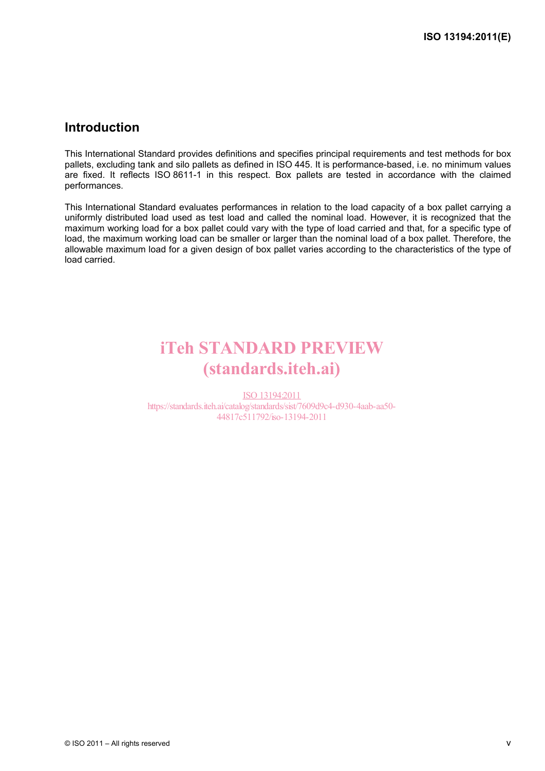## Introduction

This International Standard provides definitions and specifies principal requirements and test methods for box pallets, excluding tank and silo pallets as defined in ISO 445. It is performance-based, i.e. no minimum values are fixed. It reflects ISO 8611-1 in this respect. Box pallets are tested in accordance with the claimed performances.

This International Standard evaluates performances in relation to the load capacity of a box pallet carrying a uniformly distributed load used as test load and called the nominal load. However, it is recognized that the maximum working load for a box pallet could vary with the type of load carried and that, for a specific type of load, the maximum working load can be smaller or larger than the nominal load of a box pallet. Therefore, the allowable maximum load for a given design of box pallet varies according to the characteristics of the type of load carried.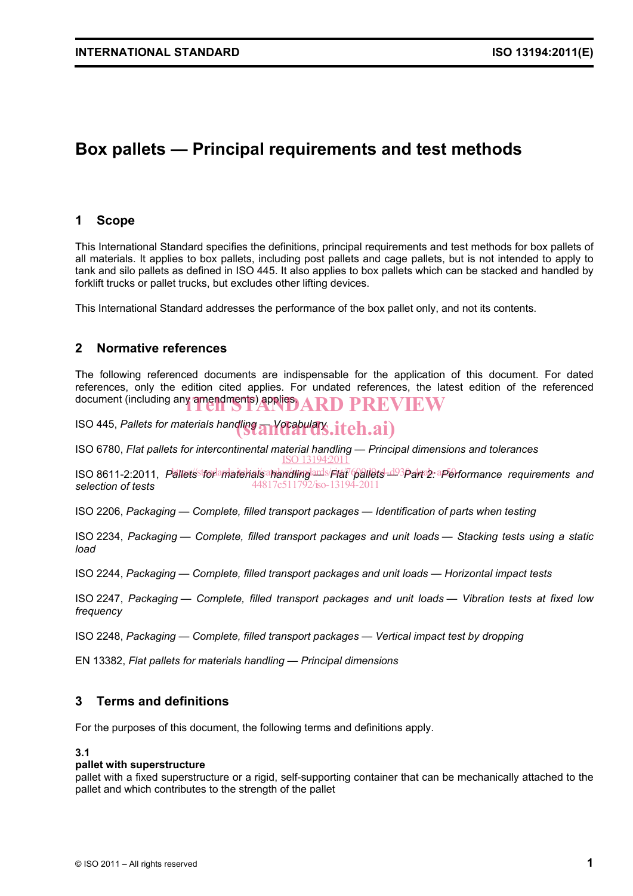# Box pallets — Principal requirements and test methods

## 1 Scope

This International Standard specifies the definitions, principal requirements and test methods for box pallets of all materials. It applies to box pallets, including post pallets and cage pallets, but is not intended to apply to tank and silo pallets as defined in ISO 445. It also applies to box pallets which can be stacked and handled by forklift trucks or pallet trucks, but excludes other lifting devices.

This International Standard addresses the performance of the box pallet only, and not its contents.

## 2 Normative references

The following referenced documents are indispensable for the application of this document. For dated references, only the edition cited applies. For undated references, the latest edition of the referenced document (including any amendments) applies.

ISO 445, *Pallets for materials handling — Vocabulary*

ISO 6780, *Flat pallets for intercontinental material handling — Principal dimensions and tolerances*

ISO 8611-2:2011, *Pallets for materials handling — Flat pallets — Part 2: Performance requirements and selection of tests*

ISO 2206, *Packaging — Complete, filled transport packages — Identification of parts when testing*

ISO 2234, *Packaging — Complete, filled transport packages and unit loads — Stacking tests using a static load*

ISO 2244, *Packaging — Complete, filled transport packages and unit loads — Horizontal impact tests*

ISO 2247, *Packaging — Complete, filled transport packages and unit loads — Vibration tests at fixed low frequency*

ISO 2248, *Packaging — Complete, filled transport packages — Vertical impact test by dropping*

EN 13382, *Flat pallets for materials handling — Principal dimensions*

## 3 Terms and definitions

For the purposes of this document, the following terms and definitions apply.

**3.1**
**pallet with superstructure**
pallet with a fixed superstructure or a rigid, self-supporting container that can be mechanically attached to the pallet and which contributes to the strength of the pallet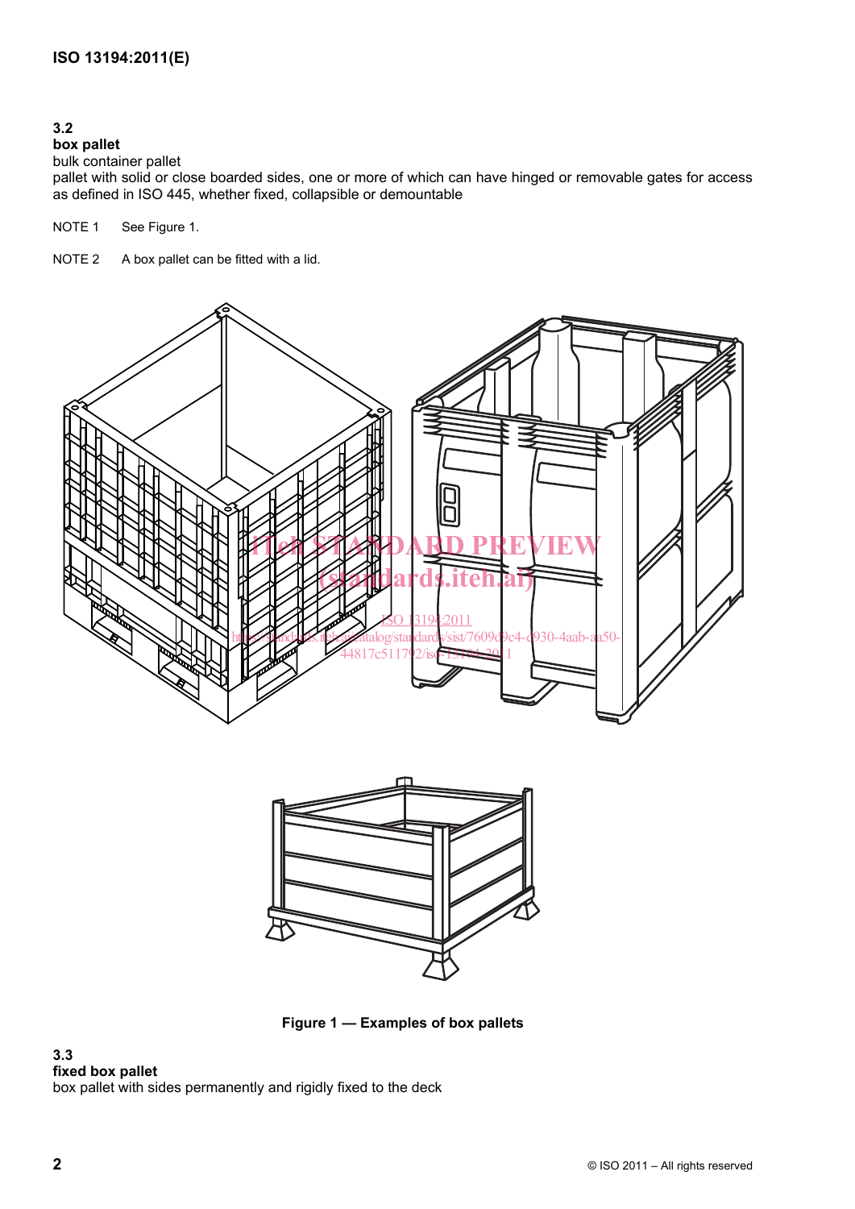**3.2**
**box pallet**
bulk container pallet
pallet with solid or close boarded sides, one or more of which can have hinged or removable gates for access as defined in ISO 445, whether fixed, collapsible or demountable

NOTE 1 See Figure 1.

NOTE 2 A box pallet can be fitted with a lid.

**Figure 1 — Examples of box pallets**

**3.3**
**fixed box pallet**
box pallet with sides permanently and rigidly fixed to the deck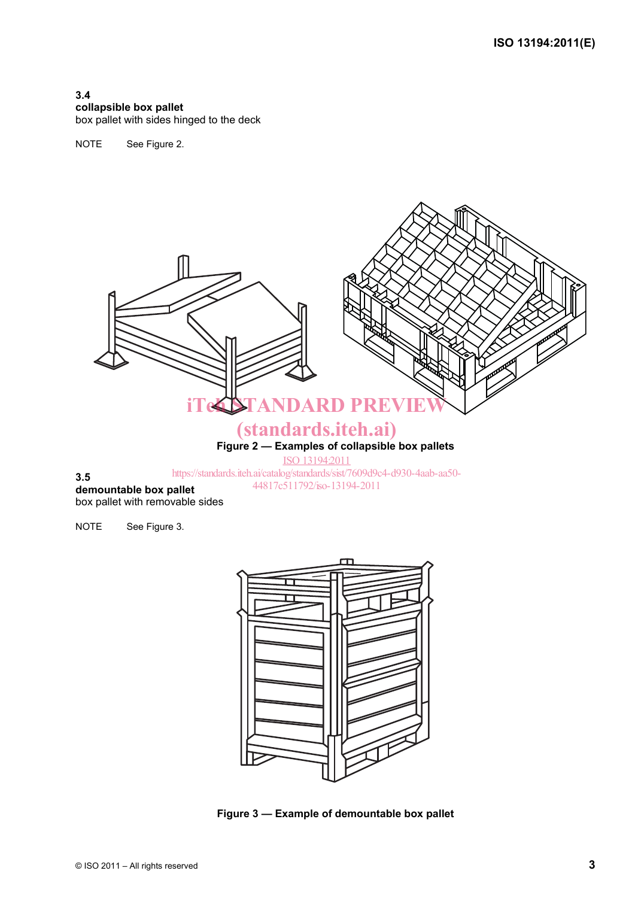### 3.4
**collapsible box pallet**
box pallet with sides hinged to the deck

NOTE See Figure 2.

**Figure 2 — Examples of collapsible box pallets**

### 3.5
**demountable box pallet**
box pallet with removable sides

NOTE See Figure 3.

**Figure 3 — Example of demountable box pallet**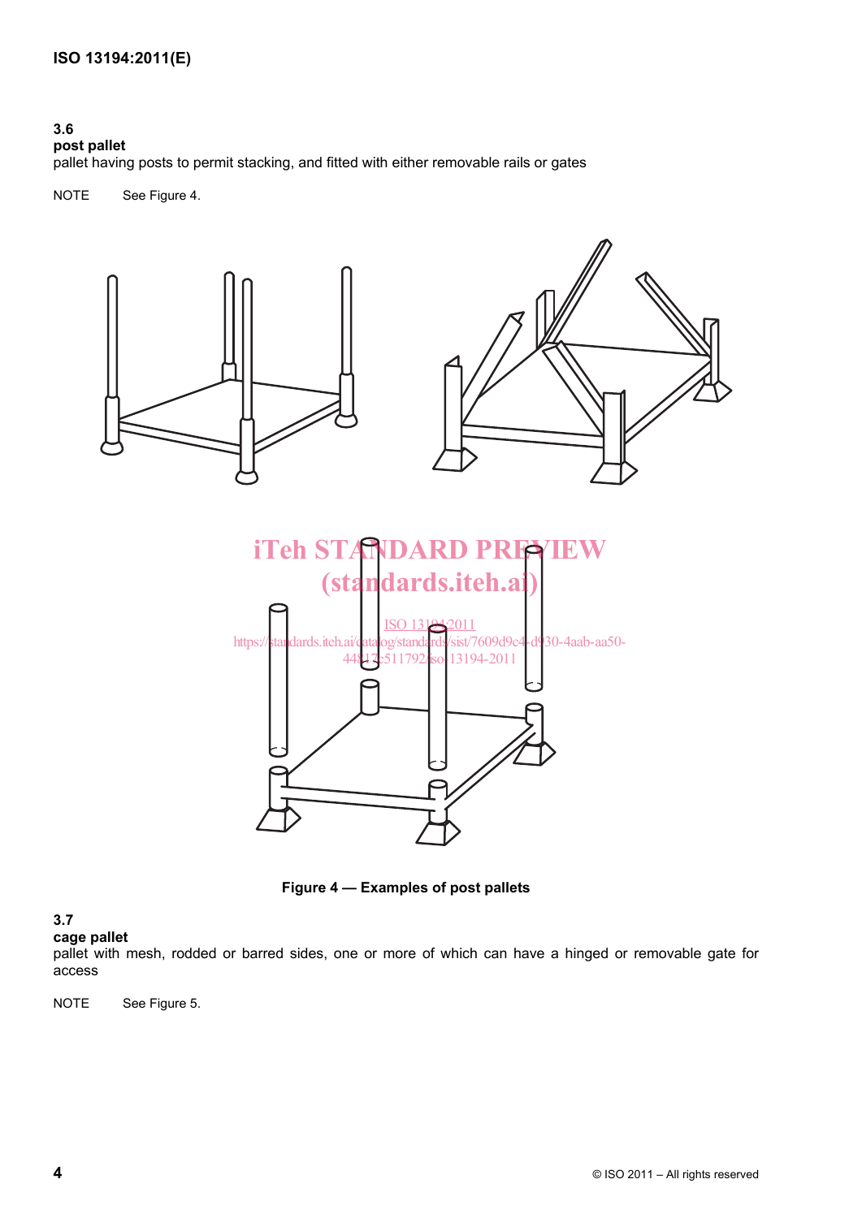### 3.6
**post pallet**
pallet having posts to permit stacking, and fitted with either removable rails or gates

NOTE See Figure 4.

**Figure 4 — Examples of post pallets**

### 3.7
**cage pallet**
pallet with mesh, rodded or barred sides, one or more of which can have a hinged or removable gate for access

NOTE See Figure 5.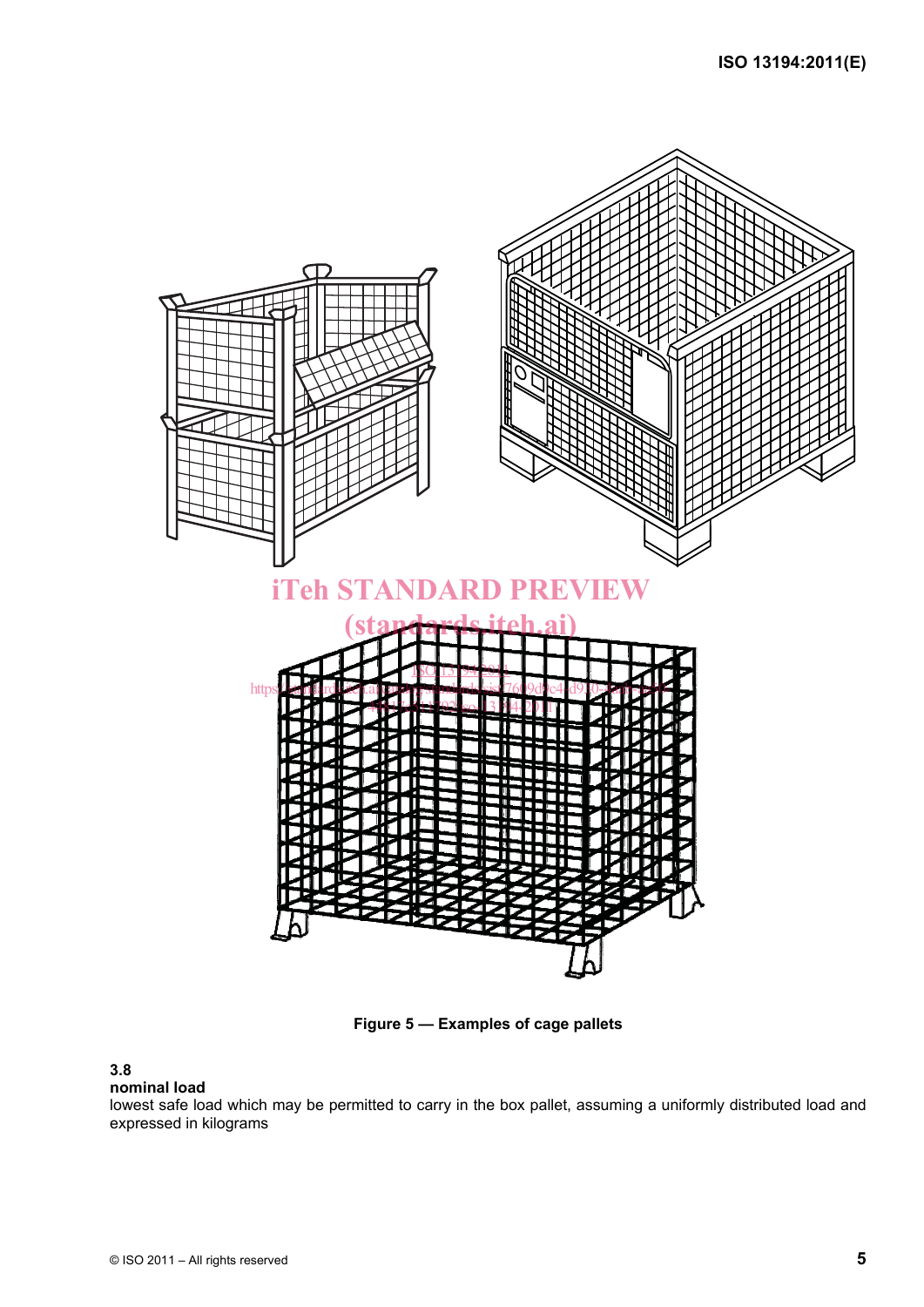Figure 5 — Examples of cage pallets

**3.8**
**nominal load**
lowest safe load which may be permitted to carry in the box pallet, assuming a uniformly distributed load and expressed in kilograms